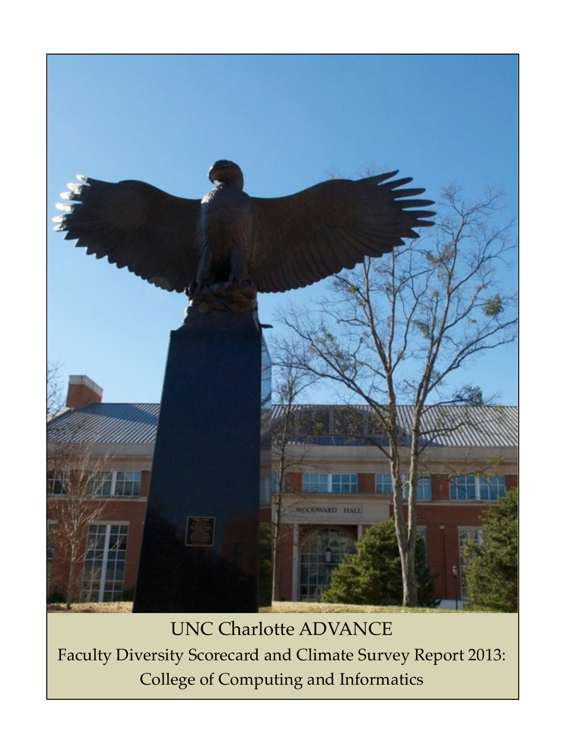UNC Charlotte ADVANCE

Faculty Diversity Scorecard and Climate Survey Report 2013:

College of Computing and Informatics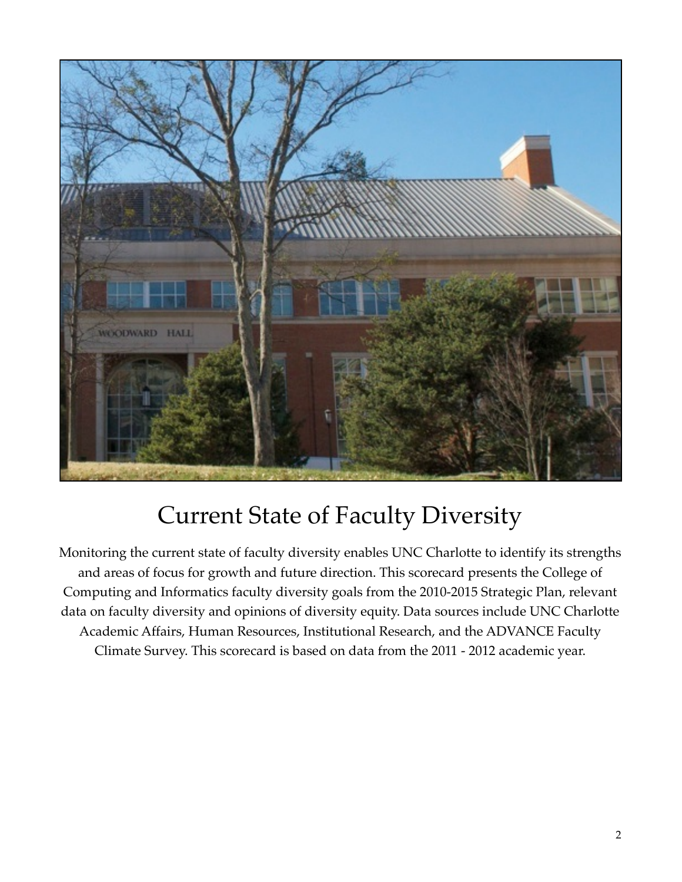# Current State of Faculty Diversity

Monitoring the current state of faculty diversity enables UNC Charlotte to identify its strengths and areas of focus for growth and future direction. This scorecard presents the College of Computing and Informatics faculty diversity goals from the 2010-2015 Strategic Plan, relevant data on faculty diversity and opinions of diversity equity. Data sources include UNC Charlotte Academic Affairs, Human Resources, Institutional Research, and the ADVANCE Faculty Climate Survey. This scorecard is based on data from the 2011 - 2012 academic year.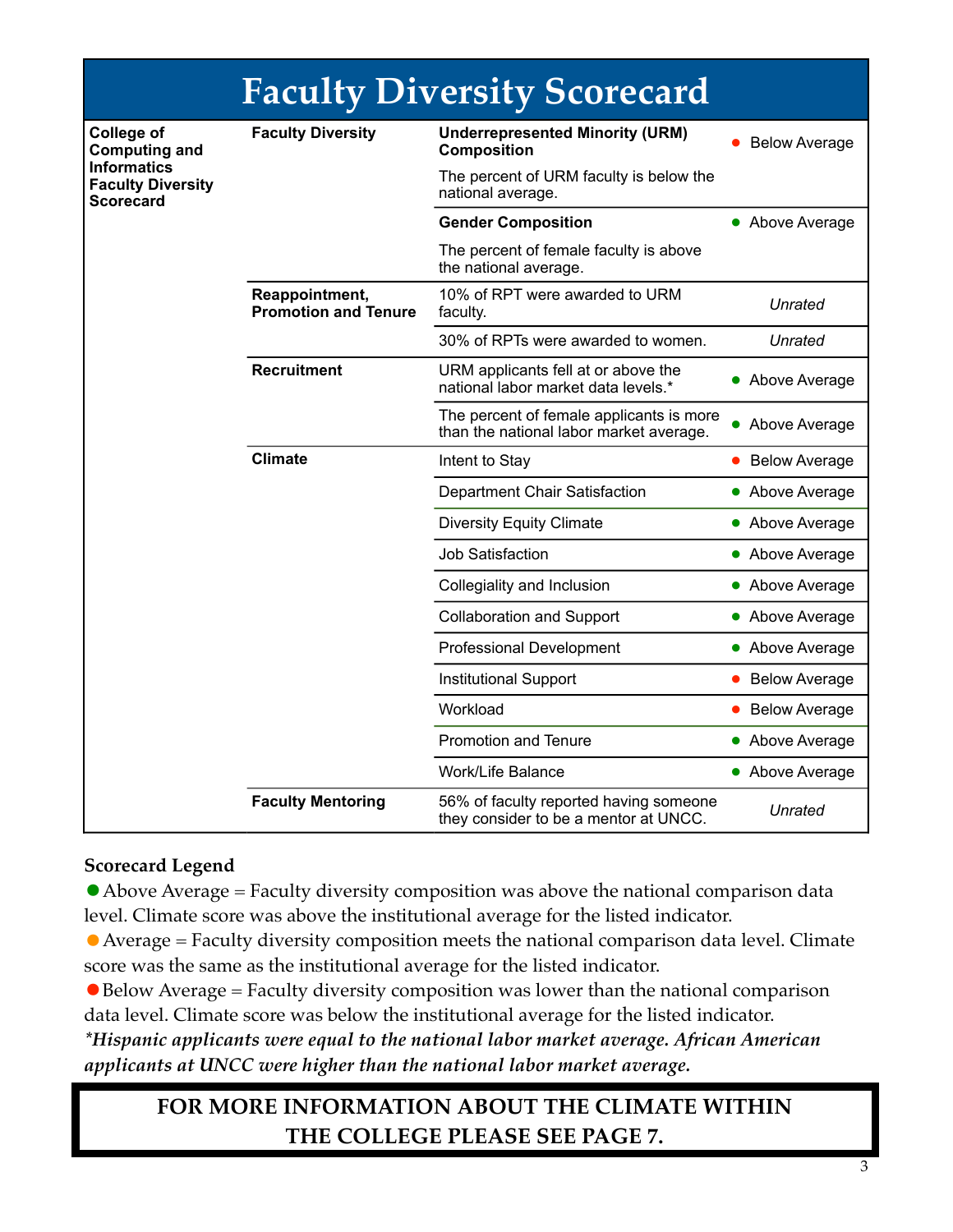# Faculty Diversity Scorecard

| College of Computing and Informatics Faculty Diversity Scorecard | Category | Indicator | Rating |
|---|---|---|---|
| | **Faculty Diversity** | **Underrepresented Minority (URM) Composition**<br>The percent of URM faculty is below the national average. | ● Below Average |
| | | **Gender Composition**<br>The percent of female faculty is above the national average. | ● Above Average |
| | **Reappointment, Promotion and Tenure** | 10% of RPT were awarded to URM faculty. | *Unrated* |
| | | 30% of RPTs were awarded to women. | *Unrated* |
| | **Recruitment** | URM applicants fell at or above the national labor market data levels.* | ● Above Average |
| | | The percent of female applicants is more than the national labor market average. | ● Above Average |
| | **Climate** | Intent to Stay | ● Below Average |
| | | Department Chair Satisfaction | ● Above Average |
| | | Diversity Equity Climate | ● Above Average |
| | | Job Satisfaction | ● Above Average |
| | | Collegiality and Inclusion | ● Above Average |
| | | Collaboration and Support | ● Above Average |
| | | Professional Development | ● Above Average |
| | | Institutional Support | ● Below Average |
| | | Workload | ● Below Average |
| | | Promotion and Tenure | ● Above Average |
| | | Work/Life Balance | ● Above Average |
| | **Faculty Mentoring** | 56% of faculty reported having someone they consider to be a mentor at UNCC. | *Unrated* |

**Scorecard Legend**

● Above Average = Faculty diversity composition was above the national comparison data level. Climate score was above the institutional average for the listed indicator.

● Average = Faculty diversity composition meets the national comparison data level. Climate score was the same as the institutional average for the listed indicator.

● Below Average = Faculty diversity composition was lower than the national comparison data level. Climate score was below the institutional average for the listed indicator.

***Hispanic applicants were equal to the national labor market average. African American applicants at UNCC were higher than the national labor market average.***

**FOR MORE INFORMATION ABOUT THE CLIMATE WITHIN THE COLLEGE PLEASE SEE PAGE 7.**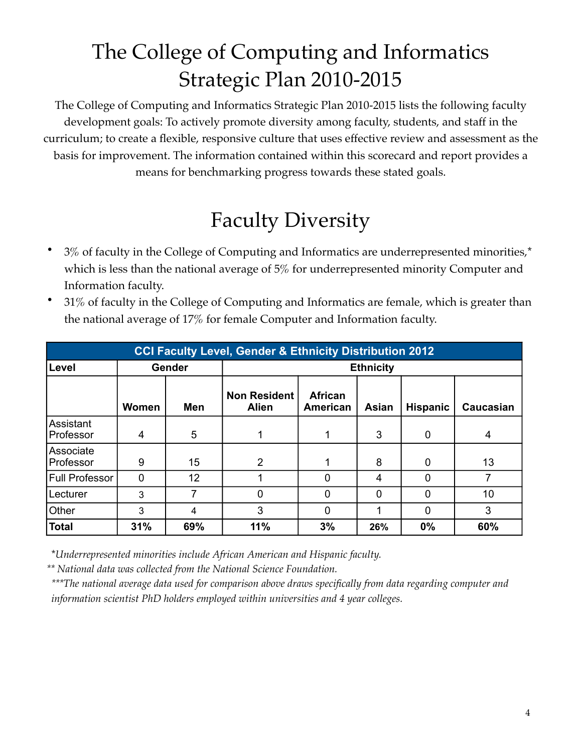# The College of Computing and Informatics Strategic Plan 2010-2015

The College of Computing and Informatics Strategic Plan 2010-2015 lists the following faculty development goals: To actively promote diversity among faculty, students, and staff in the curriculum; to create a flexible, responsive culture that uses effective review and assessment as the basis for improvement. The information contained within this scorecard and report provides a means for benchmarking progress towards these stated goals.

# Faculty Diversity

- 3% of faculty in the College of Computing and Informatics are underrepresented minorities,* which is less than the national average of 5% for underrepresented minority Computer and Information faculty.
- 31% of faculty in the College of Computing and Informatics are female, which is greater than the national average of 17% for female Computer and Information faculty.

| CCI Faculty Level, Gender & Ethnicity Distribution 2012 | | | | | | | |
|---|---|---|---|---|---|---|---|
| **Level** | **Gender** | | **Ethnicity** | | | | |
| | **Women** | **Men** | **Non Resident Alien** | **African American** | **Asian** | **Hispanic** | **Caucasian** |
| Assistant Professor | 4 | 5 | 1 | 1 | 3 | 0 | 4 |
| Associate Professor | 9 | 15 | 2 | 1 | 8 | 0 | 13 |
| Full Professor | 0 | 12 | 1 | 0 | 4 | 0 | 7 |
| Lecturer | 3 | 7 | 0 | 0 | 0 | 0 | 10 |
| Other | 3 | 4 | 3 | 0 | 1 | 0 | 3 |
| **Total** | **31%** | **69%** | **11%** | **3%** | **26%** | **0%** | **60%** |

*\*Underrepresented minorities include African American and Hispanic faculty.*

*\*\* National data was collected from the National Science Foundation.*

*\*\*\*The national average data used for comparison above draws specifically from data regarding computer and information scientist PhD holders employed within universities and 4 year colleges.*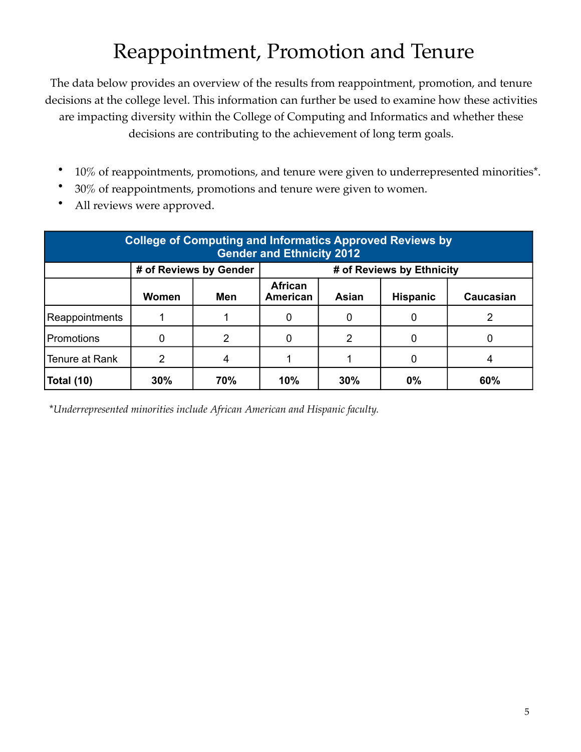# Reappointment, Promotion and Tenure

The data below provides an overview of the results from reappointment, promotion, and tenure decisions at the college level. This information can further be used to examine how these activities are impacting diversity within the College of Computing and Informatics and whether these decisions are contributing to the achievement of long term goals.

- 10% of reappointments, promotions, and tenure were given to underrepresented minorities*.
- 30% of reappointments, promotions and tenure were given to women.
- All reviews were approved.

**College of Computing and Informatics Approved Reviews by Gender and Ethnicity 2012**

| | # of Reviews by Gender | | # of Reviews by Ethnicity | | | |
|---|---|---|---|---|---|---|
| | **Women** | **Men** | **African American** | **Asian** | **Hispanic** | **Caucasian** |
| Reappointments | 1 | 1 | 0 | 0 | 0 | 2 |
| Promotions | 0 | 2 | 0 | 2 | 0 | 0 |
| Tenure at Rank | 2 | 4 | 1 | 1 | 0 | 4 |
| **Total (10)** | **30%** | **70%** | **10%** | **30%** | **0%** | **60%** |

*\*Underrepresented minorities include African American and Hispanic faculty.*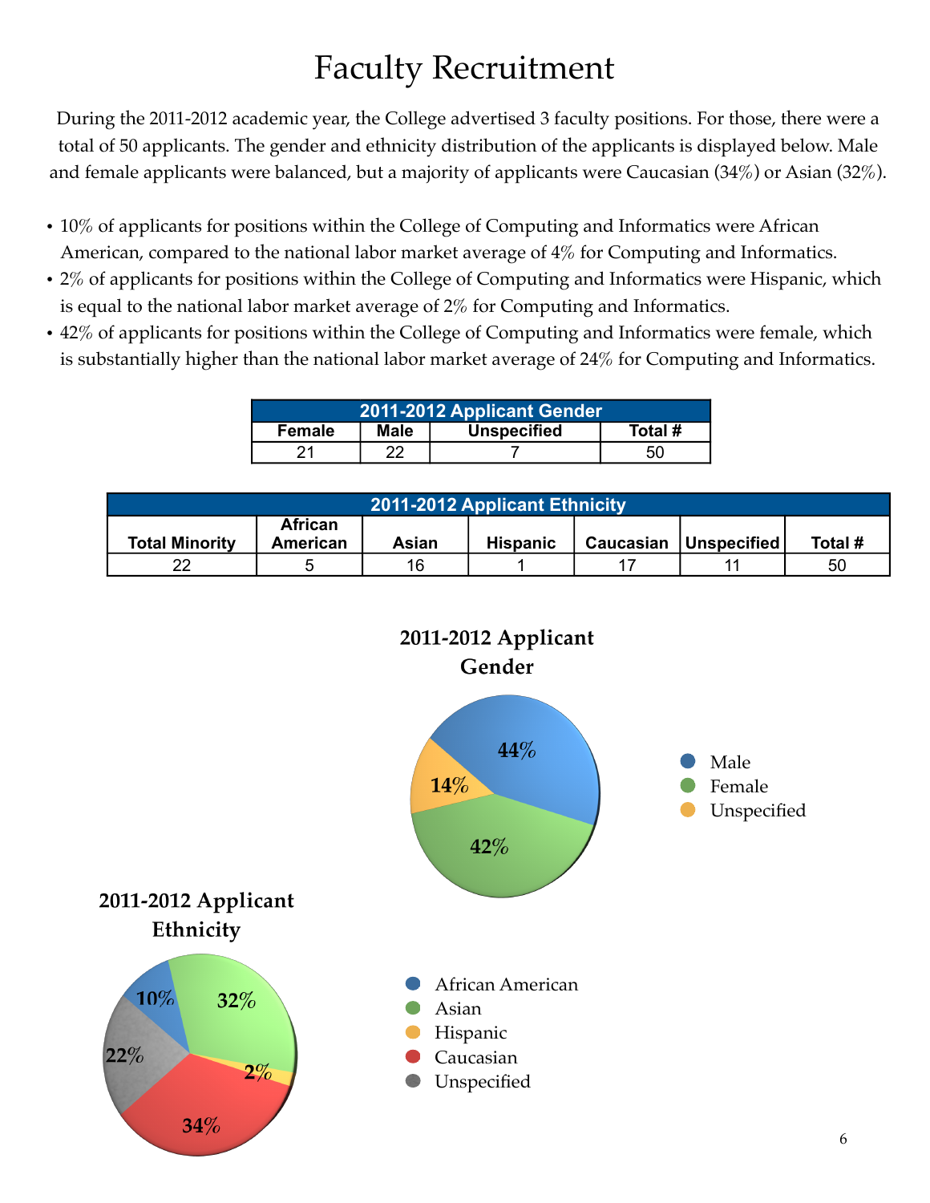# Faculty Recruitment

During the 2011-2012 academic year, the College advertised 3 faculty positions. For those, there were a total of 50 applicants. The gender and ethnicity distribution of the applicants is displayed below. Male and female applicants were balanced, but a majority of applicants were Caucasian (34%) or Asian (32%).

- 10% of applicants for positions within the College of Computing and Informatics were African American, compared to the national labor market average of 4% for Computing and Informatics.
- 2% of applicants for positions within the College of Computing and Informatics were Hispanic, which is equal to the national labor market average of 2% for Computing and Informatics.
- 42% of applicants for positions within the College of Computing and Informatics were female, which is substantially higher than the national labor market average of 24% for Computing and Informatics.

| 2011-2012 Applicant Gender | | | |
|---|---|---|---|
| Female | Male | Unspecified | Total # |
| 21 | 22 | 7 | 50 |

| 2011-2012 Applicant Ethnicity | | | | | | |
|---|---|---|---|---|---|---|
| Total Minority | African American | Asian | Hispanic | Caucasian | Unspecified | Total # |
| 22 | 5 | 16 | 1 | 17 | 11 | 50 |

**2011-2012 Applicant Gender**

| Category | Percentage |
|---|---|
| Male | 44% |
| Female | 42% |
| Unspecified | 14% |

**2011-2012 Applicant Ethnicity**

| Category | Percentage |
|---|---|
| African American | 10% |
| Asian | 32% |
| Hispanic | 2% |
| Caucasian | 34% |
| Unspecified | 22% |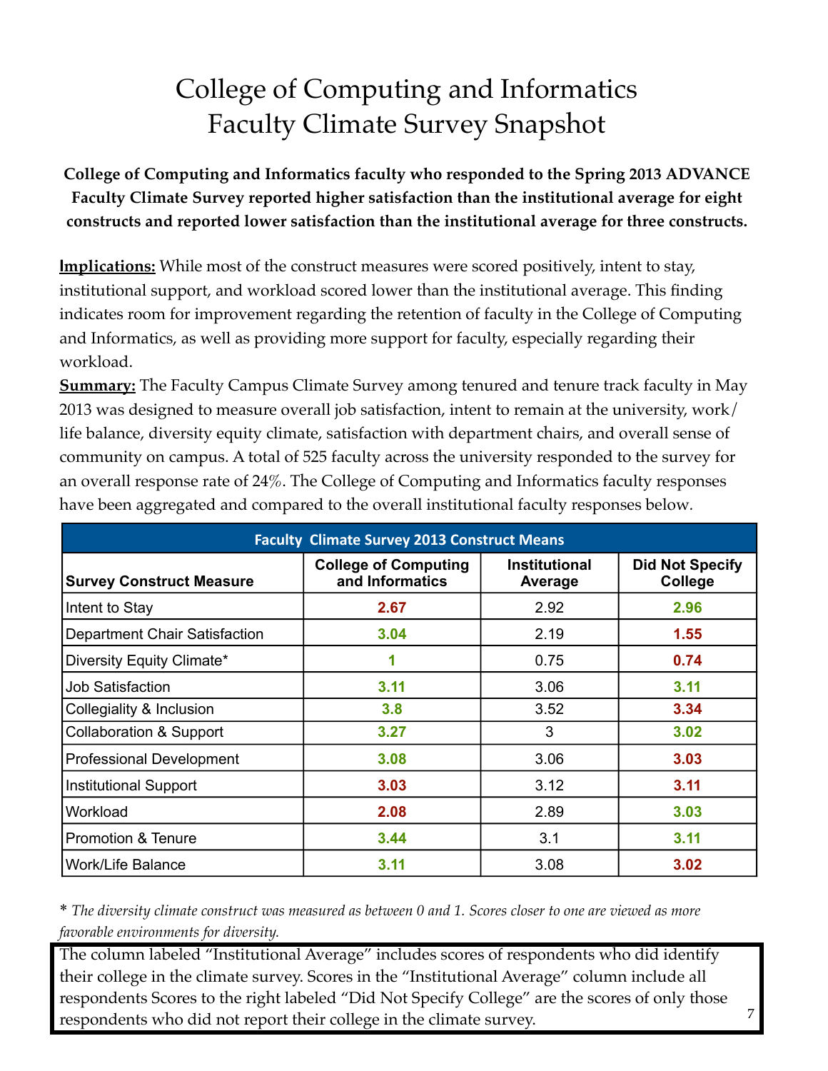# College of Computing and Informatics Faculty Climate Survey Snapshot

**College of Computing and Informatics faculty who responded to the Spring 2013 ADVANCE Faculty Climate Survey reported higher satisfaction than the institutional average for eight constructs and reported lower satisfaction than the institutional average for three constructs.**

**Implications:** While most of the construct measures were scored positively, intent to stay, institutional support, and workload scored lower than the institutional average. This finding indicates room for improvement regarding the retention of faculty in the College of Computing and Informatics, as well as providing more support for faculty, especially regarding their workload.

**Summary:** The Faculty Campus Climate Survey among tenured and tenure track faculty in May 2013 was designed to measure overall job satisfaction, intent to remain at the university, work/life balance, diversity equity climate, satisfaction with department chairs, and overall sense of community on campus. A total of 525 faculty across the university responded to the survey for an overall response rate of 24%. The College of Computing and Informatics faculty responses have been aggregated and compared to the overall institutional faculty responses below.

| Faculty Climate Survey 2013 Construct Means | | | |
|---|---|---|---|
| **Survey Construct Measure** | **College of Computing and Informatics** | **Institutional Average** | **Did Not Specify College** |
| Intent to Stay | 2.67 | 2.92 | 2.96 |
| Department Chair Satisfaction | 3.04 | 2.19 | 1.55 |
| Diversity Equity Climate* | 1 | 0.75 | 0.74 |
| Job Satisfaction | 3.11 | 3.06 | 3.11 |
| Collegiality & Inclusion | 3.8 | 3.52 | 3.34 |
| Collaboration & Support | 3.27 | 3 | 3.02 |
| Professional Development | 3.08 | 3.06 | 3.03 |
| Institutional Support | 3.03 | 3.12 | 3.11 |
| Workload | 2.08 | 2.89 | 3.03 |
| Promotion & Tenure | 3.44 | 3.1 | 3.11 |
| Work/Life Balance | 3.11 | 3.08 | 3.02 |

\* *The diversity climate construct was measured as between 0 and 1. Scores closer to one are viewed as more favorable environments for diversity.*

The column labeled "Institutional Average" includes scores of respondents who did identify their college in the climate survey. Scores in the "Institutional Average" column include all respondents Scores to the right labeled "Did Not Specify College" are the scores of only those respondents who did not report their college in the climate survey.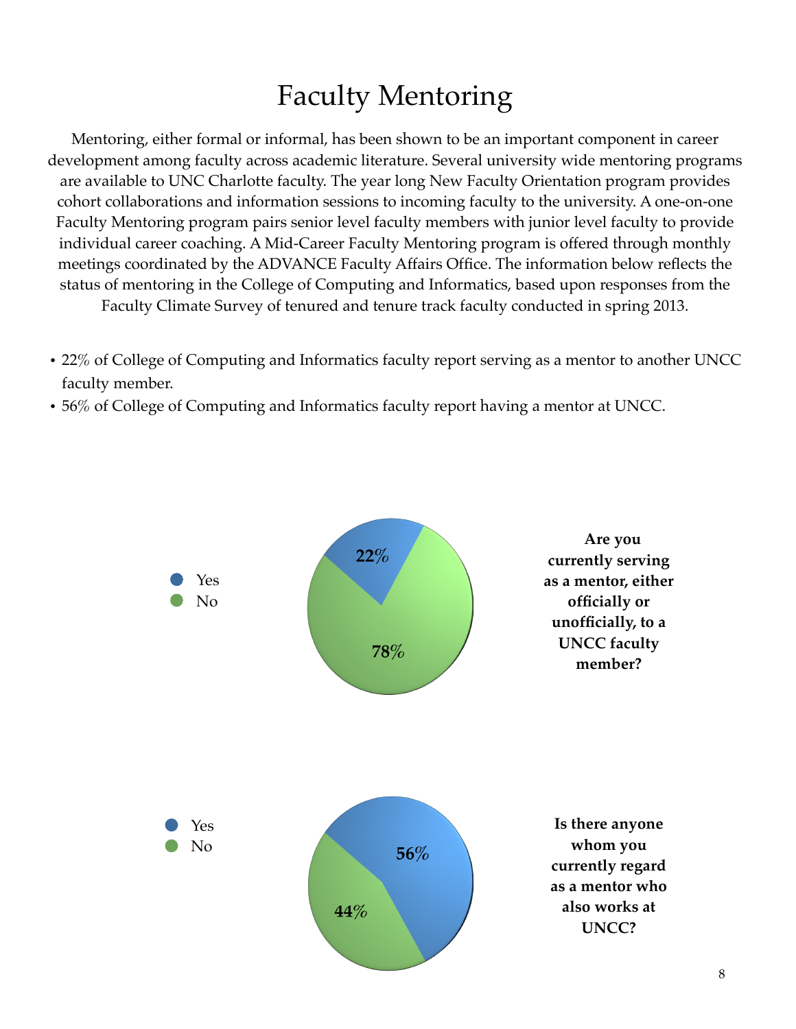# Faculty Mentoring

Mentoring, either formal or informal, has been shown to be an important component in career development among faculty across academic literature. Several university wide mentoring programs are available to UNC Charlotte faculty. The year long New Faculty Orientation program provides cohort collaborations and information sessions to incoming faculty to the university. A one-on-one Faculty Mentoring program pairs senior level faculty members with junior level faculty to provide individual career coaching. A Mid-Career Faculty Mentoring program is offered through monthly meetings coordinated by the ADVANCE Faculty Affairs Office. The information below reflects the status of mentoring in the College of Computing and Informatics, based upon responses from the Faculty Climate Survey of tenured and tenure track faculty conducted in spring 2013.

- 22% of College of Computing and Informatics faculty report serving as a mentor to another UNCC faculty member.
- 56% of College of Computing and Informatics faculty report having a mentor at UNCC.

Yes
No

22%
78%

**Are you currently serving as a mentor, either officially or unofficially, to a UNCC faculty member?**

Yes
No

56%
44%

**Is there anyone whom you currently regard as a mentor who also works at UNCC?**